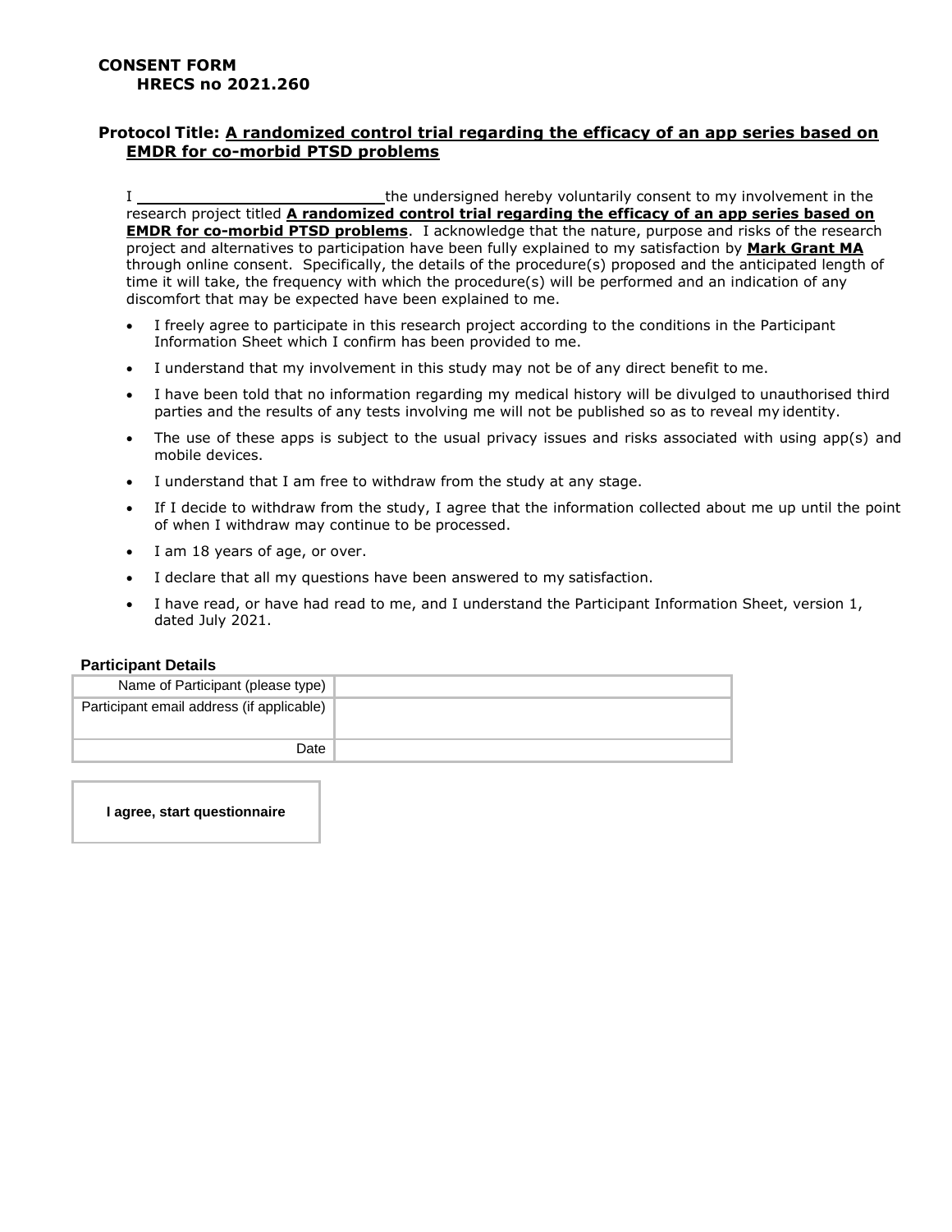**CONSENT FORM**
**HRECS no 2021.260**

**Protocol Title: A randomized control trial regarding the efficacy of an app series based on EMDR for co-morbid PTSD problems**

I ____________________________ the undersigned hereby voluntarily consent to my involvement in the research project titled **A randomized control trial regarding the efficacy of an app series based on EMDR for co-morbid PTSD problems**. I acknowledge that the nature, purpose and risks of the research project and alternatives to participation have been fully explained to my satisfaction by **Mark Grant MA** through online consent. Specifically, the details of the procedure(s) proposed and the anticipated length of time it will take, the frequency with which the procedure(s) will be performed and an indication of any discomfort that may be expected have been explained to me.

- I freely agree to participate in this research project according to the conditions in the Participant Information Sheet which I confirm has been provided to me.
- I understand that my involvement in this study may not be of any direct benefit to me.
- I have been told that no information regarding my medical history will be divulged to unauthorised third parties and the results of any tests involving me will not be published so as to reveal my identity.
- The use of these apps is subject to the usual privacy issues and risks associated with using app(s) and mobile devices.
- I understand that I am free to withdraw from the study at any stage.
- If I decide to withdraw from the study, I agree that the information collected about me up until the point of when I withdraw may continue to be processed.
- I am 18 years of age, or over.
- I declare that all my questions have been answered to my satisfaction.
- I have read, or have had read to me, and I understand the Participant Information Sheet, version 1, dated July 2021.

**Participant Details**

| Name of Participant (please type) | |
| --- | --- |
| Participant email address (if applicable) | |
| Date | |

**I agree, start questionnaire**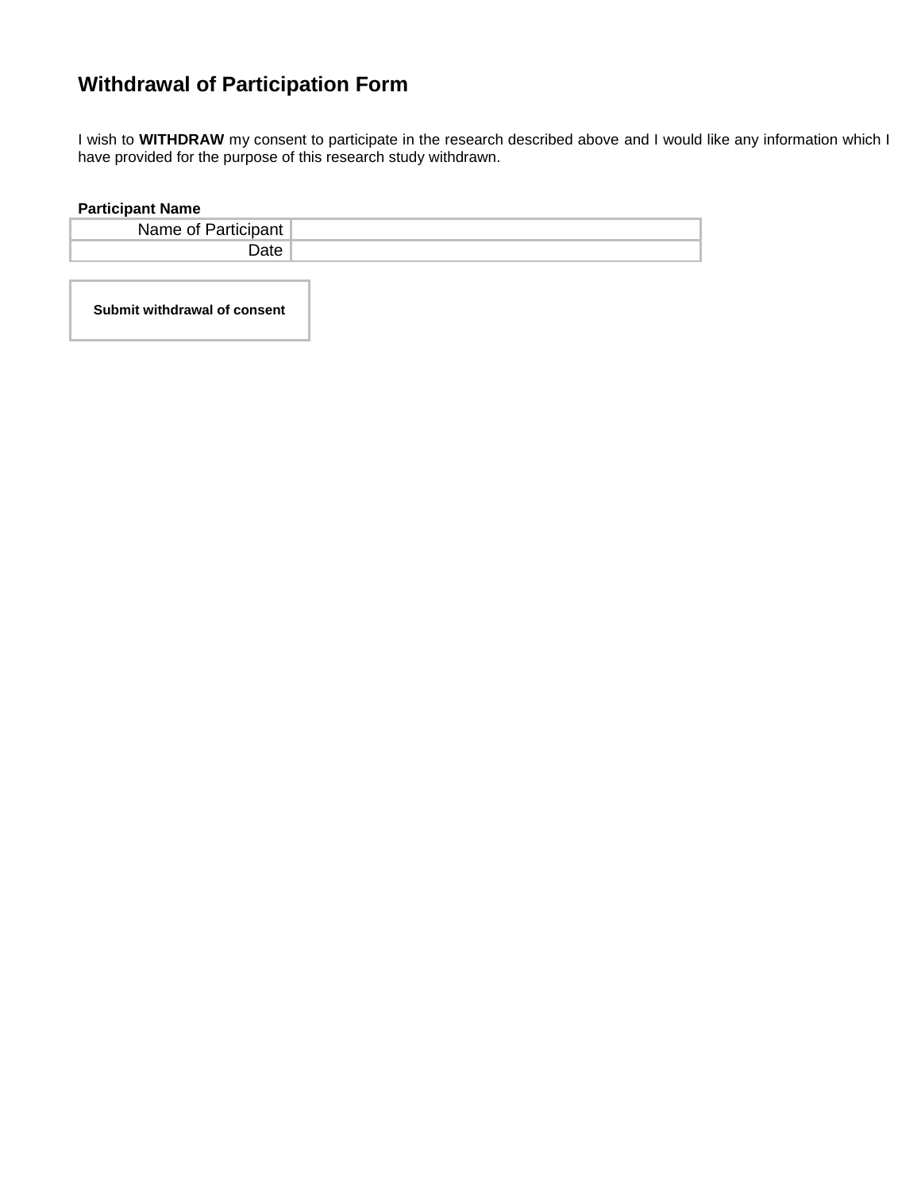# Withdrawal of Participation Form

I wish to **WITHDRAW** my consent to participate in the research described above and I would like any information which I have provided for the purpose of this research study withdrawn.

**Participant Name**

| | |
|---|---|
| Name of Participant | |
| Date | |

**Submit withdrawal of consent**